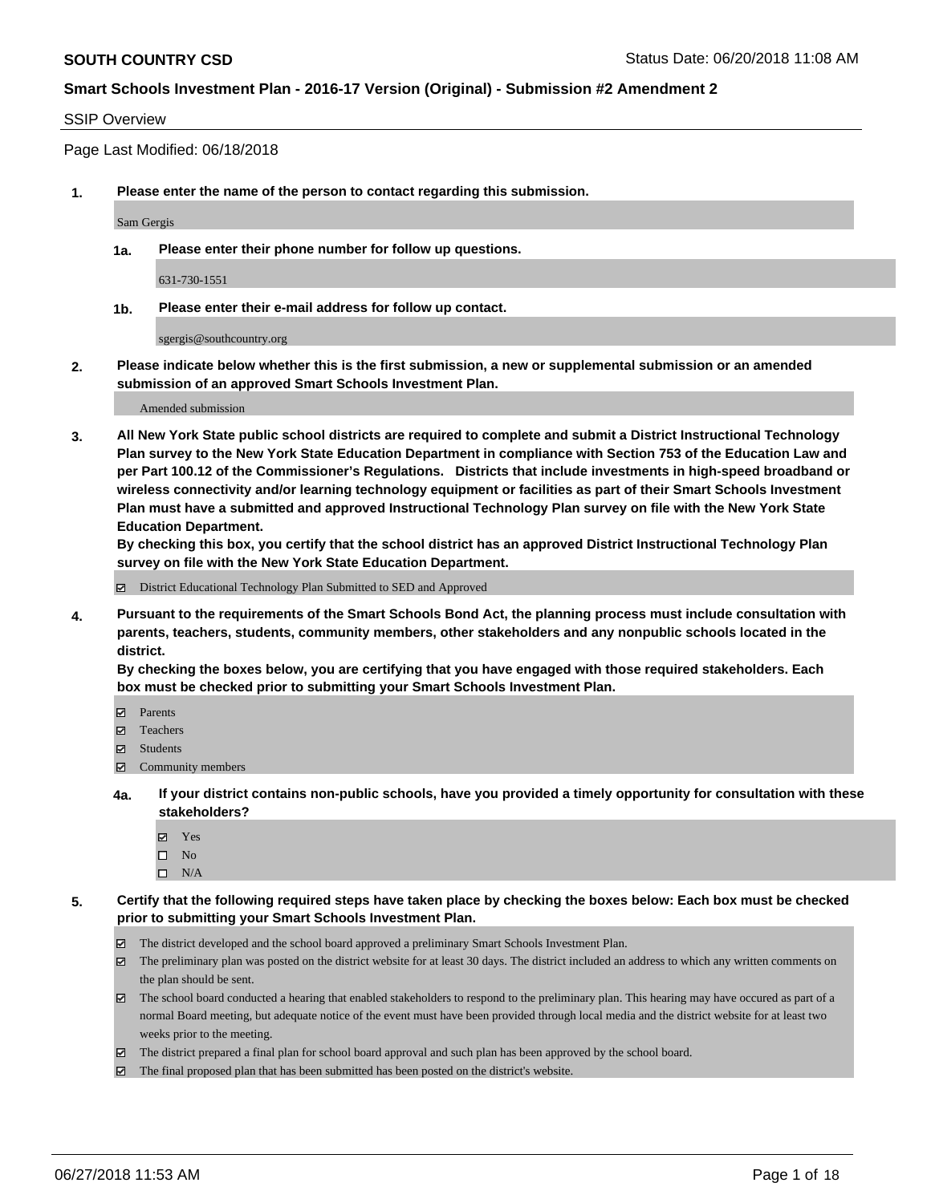**SOUTH COUNTRY CSD** Status Date: 06/20/2018 11:08 AM

**Smart Schools Investment Plan - 2016-17 Version (Original) - Submission #2 Amendment 2**

SSIP Overview

Page Last Modified: 06/18/2018

**1. Please enter the name of the person to contact regarding this submission.**

Sam Gergis

**1a. Please enter their phone number for follow up questions.**

631-730-1551

**1b. Please enter their e-mail address for follow up contact.**

sgergis@southcountry.org

**2. Please indicate below whether this is the first submission, a new or supplemental submission or an amended submission of an approved Smart Schools Investment Plan.**

Amended submission

**3. All New York State public school districts are required to complete and submit a District Instructional Technology Plan survey to the New York State Education Department in compliance with Section 753 of the Education Law and per Part 100.12 of the Commissioner's Regulations. Districts that include investments in high-speed broadband or wireless connectivity and/or learning technology equipment or facilities as part of their Smart Schools Investment Plan must have a submitted and approved Instructional Technology Plan survey on file with the New York State Education Department.**
**By checking this box, you certify that the school district has an approved District Instructional Technology Plan survey on file with the New York State Education Department.**

☑ District Educational Technology Plan Submitted to SED and Approved

**4. Pursuant to the requirements of the Smart Schools Bond Act, the planning process must include consultation with parents, teachers, students, community members, other stakeholders and any nonpublic schools located in the district.**
**By checking the boxes below, you are certifying that you have engaged with those required stakeholders. Each box must be checked prior to submitting your Smart Schools Investment Plan.**

☑ Parents
☑ Teachers
☑ Students
☑ Community members

**4a. If your district contains non-public schools, have you provided a timely opportunity for consultation with these stakeholders?**

☑ Yes
☐ No
☐ N/A

**5. Certify that the following required steps have taken place by checking the boxes below: Each box must be checked prior to submitting your Smart Schools Investment Plan.**

☑ The district developed and the school board approved a preliminary Smart Schools Investment Plan.
☑ The preliminary plan was posted on the district website for at least 30 days. The district included an address to which any written comments on the plan should be sent.
☑ The school board conducted a hearing that enabled stakeholders to respond to the preliminary plan. This hearing may have occured as part of a normal Board meeting, but adequate notice of the event must have been provided through local media and the district website for at least two weeks prior to the meeting.
☑ The district prepared a final plan for school board approval and such plan has been approved by the school board.
☑ The final proposed plan that has been submitted has been posted on the district's website.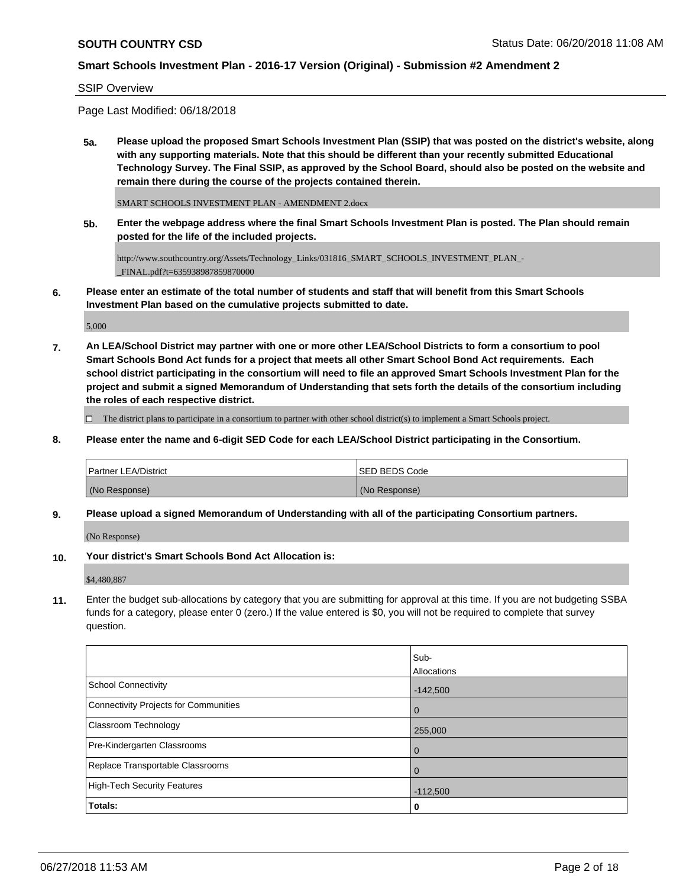SSIP Overview

Page Last Modified: 06/18/2018

**5a. Please upload the proposed Smart Schools Investment Plan (SSIP) that was posted on the district's website, along with any supporting materials. Note that this should be different than your recently submitted Educational Technology Survey. The Final SSIP, as approved by the School Board, should also be posted on the website and remain there during the course of the projects contained therein.**

SMART SCHOOLS INVESTMENT PLAN - AMENDMENT 2.docx

**5b. Enter the webpage address where the final Smart Schools Investment Plan is posted. The Plan should remain posted for the life of the included projects.**

http://www.southcountry.org/Assets/Technology_Links/031816_SMART_SCHOOLS_INVESTMENT_PLAN_-_FINAL.pdf?t=635938987859870000

**6. Please enter an estimate of the total number of students and staff that will benefit from this Smart Schools Investment Plan based on the cumulative projects submitted to date.**

5,000

**7. An LEA/School District may partner with one or more other LEA/School Districts to form a consortium to pool Smart Schools Bond Act funds for a project that meets all other Smart School Bond Act requirements. Each school district participating in the consortium will need to file an approved Smart Schools Investment Plan for the project and submit a signed Memorandum of Understanding that sets forth the details of the consortium including the roles of each respective district.**

☐ The district plans to participate in a consortium to partner with other school district(s) to implement a Smart Schools project.

**8. Please enter the name and 6-digit SED Code for each LEA/School District participating in the Consortium.**

| Partner LEA/District | SED BEDS Code |
|---|---|
| (No Response) | (No Response) |

**9. Please upload a signed Memorandum of Understanding with all of the participating Consortium partners.**

(No Response)

**10. Your district's Smart Schools Bond Act Allocation is:**

$4,480,887

**11.** Enter the budget sub-allocations by category that you are submitting for approval at this time. If you are not budgeting SSBA funds for a category, please enter 0 (zero.) If the value entered is $0, you will not be required to complete that survey question.

| | Sub-Allocations |
|---|---|
| School Connectivity | -142,500 |
| Connectivity Projects for Communities | 0 |
| Classroom Technology | 255,000 |
| Pre-Kindergarten Classrooms | 0 |
| Replace Transportable Classrooms | 0 |
| High-Tech Security Features | -112,500 |
| **Totals:** | **0** |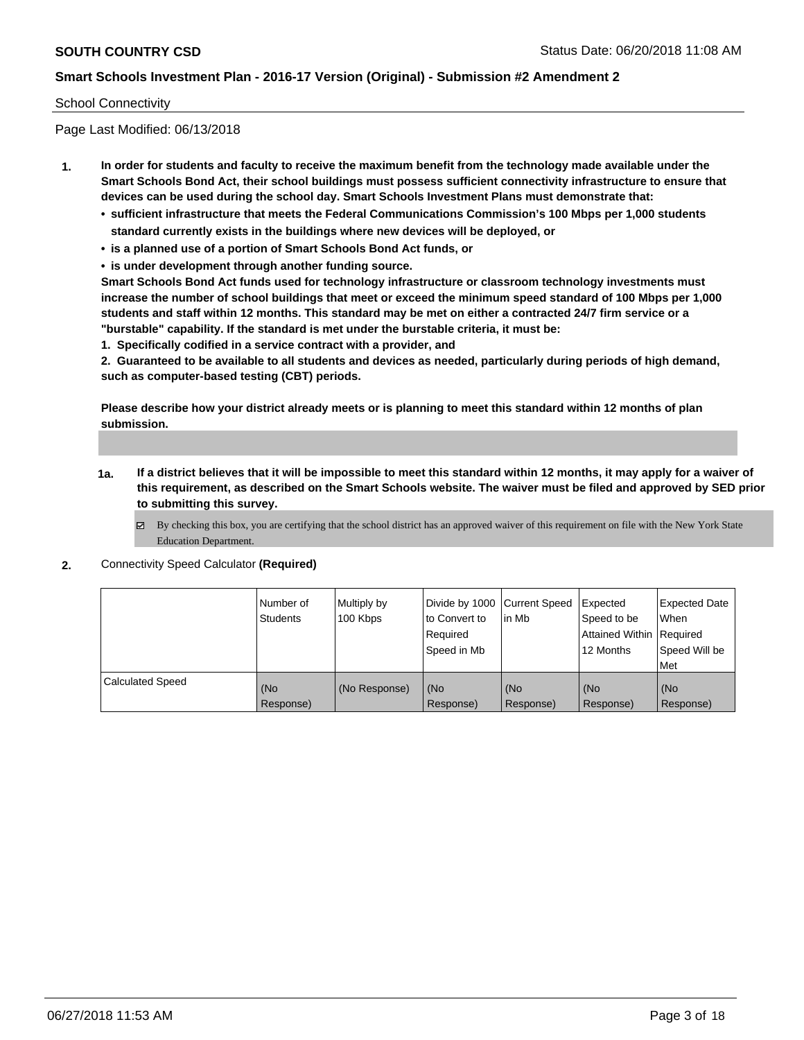School Connectivity

Page Last Modified: 06/13/2018

1. **In order for students and faculty to receive the maximum benefit from the technology made available under the Smart Schools Bond Act, their school buildings must possess sufficient connectivity infrastructure to ensure that devices can be used during the school day. Smart Schools Investment Plans must demonstrate that:**
   - **sufficient infrastructure that meets the Federal Communications Commission's 100 Mbps per 1,000 students standard currently exists in the buildings where new devices will be deployed, or**
   - **is a planned use of a portion of Smart Schools Bond Act funds, or**
   - **is under development through another funding source.**

   **Smart Schools Bond Act funds used for technology infrastructure or classroom technology investments must increase the number of school buildings that meet or exceed the minimum speed standard of 100 Mbps per 1,000 students and staff within 12 months. This standard may be met on either a contracted 24/7 firm service or a "burstable" capability. If the standard is met under the burstable criteria, it must be:**

   **1. Specifically codified in a service contract with a provider, and**

   **2. Guaranteed to be available to all students and devices as needed, particularly during periods of high demand, such as computer-based testing (CBT) periods.**

   **Please describe how your district already meets or is planning to meet this standard within 12 months of plan submission.**

   1a. **If a district believes that it will be impossible to meet this standard within 12 months, it may apply for a waiver of this requirement, as described on the Smart Schools website. The waiver must be filed and approved by SED prior to submitting this survey.**

   ☑ By checking this box, you are certifying that the school district has an approved waiver of this requirement on file with the New York State Education Department.

2. Connectivity Speed Calculator **(Required)**

| | Number of Students | Multiply by 100 Kbps | Divide by 1000 to Convert to Required Speed in Mb | Current Speed in Mb | Expected Speed to be Attained Within 12 Months | Expected Date When Required Speed Will be Met |
|---|---|---|---|---|---|---|
| Calculated Speed | (No Response) | (No Response) | (No Response) | (No Response) | (No Response) | (No Response) |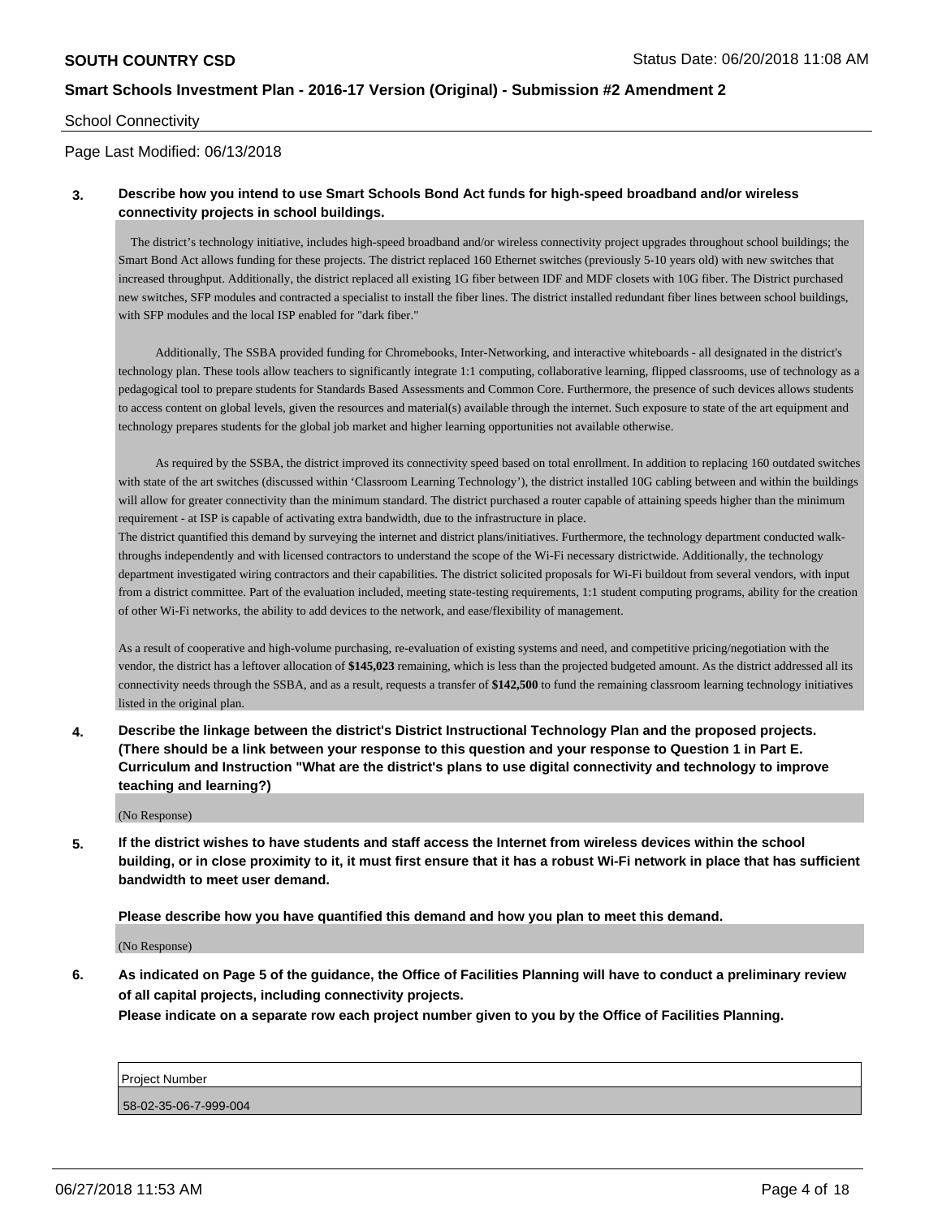School Connectivity

Page Last Modified: 06/13/2018

**3. Describe how you intend to use Smart Schools Bond Act funds for high-speed broadband and/or wireless connectivity projects in school buildings.**

The district's technology initiative, includes high-speed broadband and/or wireless connectivity project upgrades throughout school buildings; the Smart Bond Act allows funding for these projects. The district replaced 160 Ethernet switches (previously 5-10 years old) with new switches that increased throughput. Additionally, the district replaced all existing 1G fiber between IDF and MDF closets with 10G fiber. The District purchased new switches, SFP modules and contracted a specialist to install the fiber lines. The district installed redundant fiber lines between school buildings, with SFP modules and the local ISP enabled for "dark fiber."

Additionally, The SSBA provided funding for Chromebooks, Inter-Networking, and interactive whiteboards - all designated in the district's technology plan. These tools allow teachers to significantly integrate 1:1 computing, collaborative learning, flipped classrooms, use of technology as a pedagogical tool to prepare students for Standards Based Assessments and Common Core. Furthermore, the presence of such devices allows students to access content on global levels, given the resources and material(s) available through the internet. Such exposure to state of the art equipment and technology prepares students for the global job market and higher learning opportunities not available otherwise.

As required by the SSBA, the district improved its connectivity speed based on total enrollment. In addition to replacing 160 outdated switches with state of the art switches (discussed within 'Classroom Learning Technology'), the district installed 10G cabling between and within the buildings will allow for greater connectivity than the minimum standard. The district purchased a router capable of attaining speeds higher than the minimum requirement - at ISP is capable of activating extra bandwidth, due to the infrastructure in place.
The district quantified this demand by surveying the internet and district plans/initiatives. Furthermore, the technology department conducted walk-throughs independently and with licensed contractors to understand the scope of the Wi-Fi necessary districtwide. Additionally, the technology department investigated wiring contractors and their capabilities. The district solicited proposals for Wi-Fi buildout from several vendors, with input from a district committee. Part of the evaluation included, meeting state-testing requirements, 1:1 student computing programs, ability for the creation of other Wi-Fi networks, the ability to add devices to the network, and ease/flexibility of management.

As a result of cooperative and high-volume purchasing, re-evaluation of existing systems and need, and competitive pricing/negotiation with the vendor, the district has a leftover allocation of **$145,023** remaining, which is less than the projected budgeted amount. As the district addressed all its connectivity needs through the SSBA, and as a result, requests a transfer of **$142,500** to fund the remaining classroom learning technology initiatives listed in the original plan.

**4. Describe the linkage between the district's District Instructional Technology Plan and the proposed projects. (There should be a link between your response to this question and your response to Question 1 in Part E. Curriculum and Instruction "What are the district's plans to use digital connectivity and technology to improve teaching and learning?)**

(No Response)

**5. If the district wishes to have students and staff access the Internet from wireless devices within the school building, or in close proximity to it, it must first ensure that it has a robust Wi-Fi network in place that has sufficient bandwidth to meet user demand.**

**Please describe how you have quantified this demand and how you plan to meet this demand.**

(No Response)

**6. As indicated on Page 5 of the guidance, the Office of Facilities Planning will have to conduct a preliminary review of all capital projects, including connectivity projects.**
**Please indicate on a separate row each project number given to you by the Office of Facilities Planning.**

| Project Number |
| --- |
| 58-02-35-06-7-999-004 |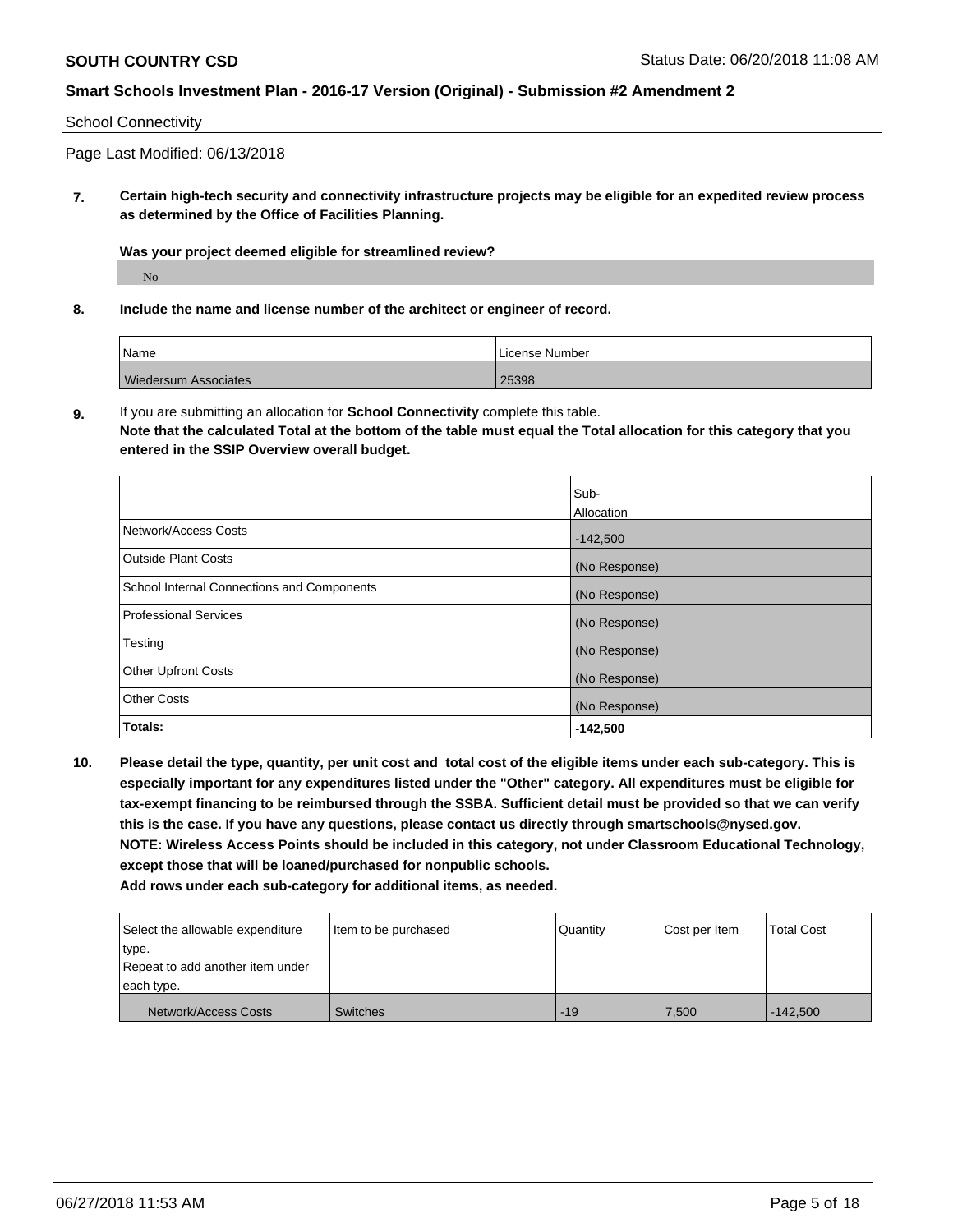School Connectivity

Page Last Modified: 06/13/2018

**7. Certain high-tech security and connectivity infrastructure projects may be eligible for an expedited review process as determined by the Office of Facilities Planning.**

**Was your project deemed eligible for streamlined review?**

No

**8. Include the name and license number of the architect or engineer of record.**

| Name | License Number |
| --- | --- |
| Wiedersum Associates | 25398 |

**9.** If you are submitting an allocation for **School Connectivity** complete this table.
**Note that the calculated Total at the bottom of the table must equal the Total allocation for this category that you entered in the SSIP Overview overall budget.**

| | Sub-Allocation |
| --- | --- |
| Network/Access Costs | -142,500 |
| Outside Plant Costs | (No Response) |
| School Internal Connections and Components | (No Response) |
| Professional Services | (No Response) |
| Testing | (No Response) |
| Other Upfront Costs | (No Response) |
| Other Costs | (No Response) |
| **Totals:** | **-142,500** |

**10. Please detail the type, quantity, per unit cost and total cost of the eligible items under each sub-category. This is especially important for any expenditures listed under the "Other" category. All expenditures must be eligible for tax-exempt financing to be reimbursed through the SSBA. Sufficient detail must be provided so that we can verify this is the case. If you have any questions, please contact us directly through smartschools@nysed.gov.**
**NOTE: Wireless Access Points should be included in this category, not under Classroom Educational Technology, except those that will be loaned/purchased for nonpublic schools.**
**Add rows under each sub-category for additional items, as needed.**

| Select the allowable expenditure type. Repeat to add another item under each type. | Item to be purchased | Quantity | Cost per Item | Total Cost |
| --- | --- | --- | --- | --- |
| Network/Access Costs | Switches | -19 | 7,500 | -142,500 |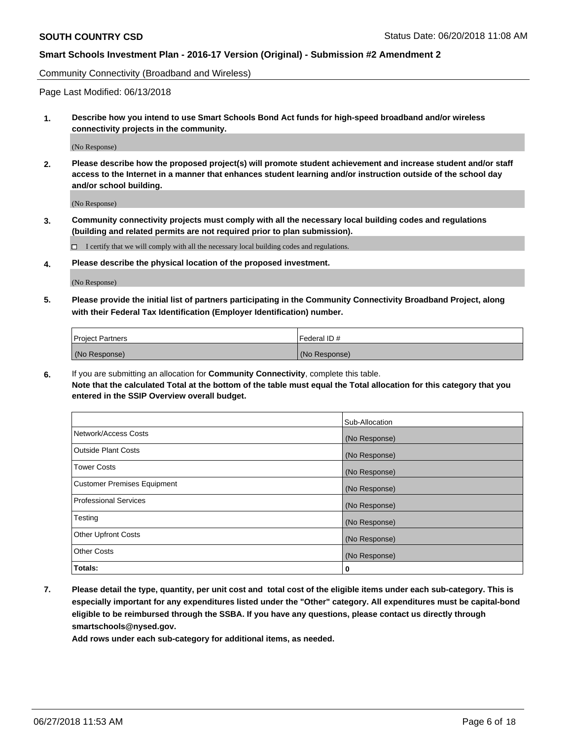Community Connectivity (Broadband and Wireless)

Page Last Modified: 06/13/2018

**1. Describe how you intend to use Smart Schools Bond Act funds for high-speed broadband and/or wireless connectivity projects in the community.**

(No Response)

**2. Please describe how the proposed project(s) will promote student achievement and increase student and/or staff access to the Internet in a manner that enhances student learning and/or instruction outside of the school day and/or school building.**

(No Response)

**3. Community connectivity projects must comply with all the necessary local building codes and regulations (building and related permits are not required prior to plan submission).**

☐ I certify that we will comply with all the necessary local building codes and regulations.

**4. Please describe the physical location of the proposed investment.**

(No Response)

**5. Please provide the initial list of partners participating in the Community Connectivity Broadband Project, along with their Federal Tax Identification (Employer Identification) number.**

| Project Partners | Federal ID # |
|---|---|
| (No Response) | (No Response) |

**6.** If you are submitting an allocation for **Community Connectivity**, complete this table.
**Note that the calculated Total at the bottom of the table must equal the Total allocation for this category that you entered in the SSIP Overview overall budget.**

| | Sub-Allocation |
|---|---|
| Network/Access Costs | (No Response) |
| Outside Plant Costs | (No Response) |
| Tower Costs | (No Response) |
| Customer Premises Equipment | (No Response) |
| Professional Services | (No Response) |
| Testing | (No Response) |
| Other Upfront Costs | (No Response) |
| Other Costs | (No Response) |
| **Totals:** | **0** |

**7. Please detail the type, quantity, per unit cost and total cost of the eligible items under each sub-category. This is especially important for any expenditures listed under the "Other" category. All expenditures must be capital-bond eligible to be reimbursed through the SSBA. If you have any questions, please contact us directly through smartschools@nysed.gov.**

**Add rows under each sub-category for additional items, as needed.**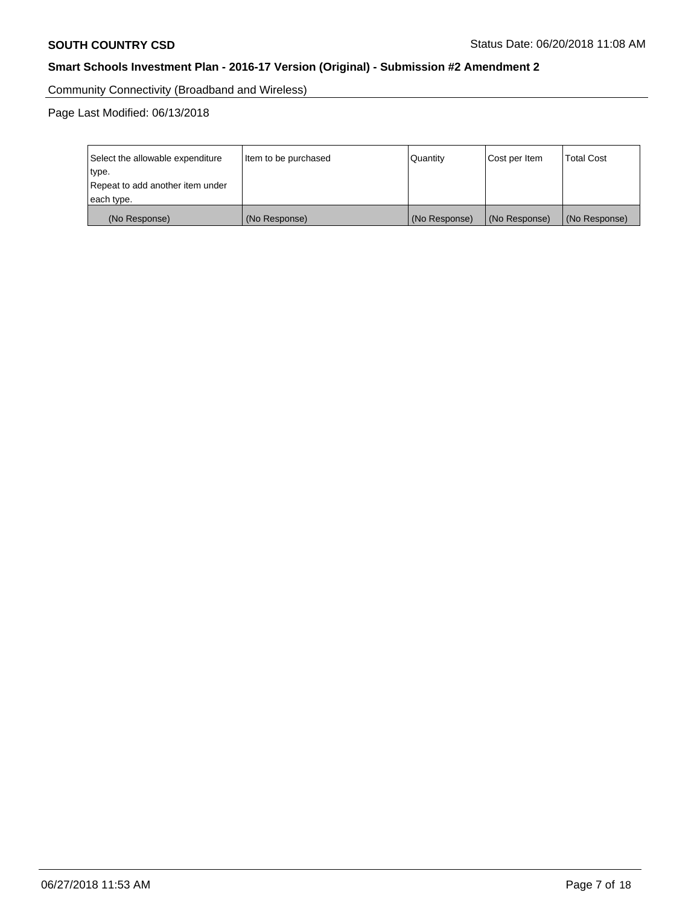Community Connectivity (Broadband and Wireless)

Page Last Modified: 06/13/2018

| Select the allowable expenditure type.<br>Repeat to add another item under each type. | Item to be purchased | Quantity | Cost per Item | Total Cost |
|---|---|---|---|---|
| (No Response) | (No Response) | (No Response) | (No Response) | (No Response) |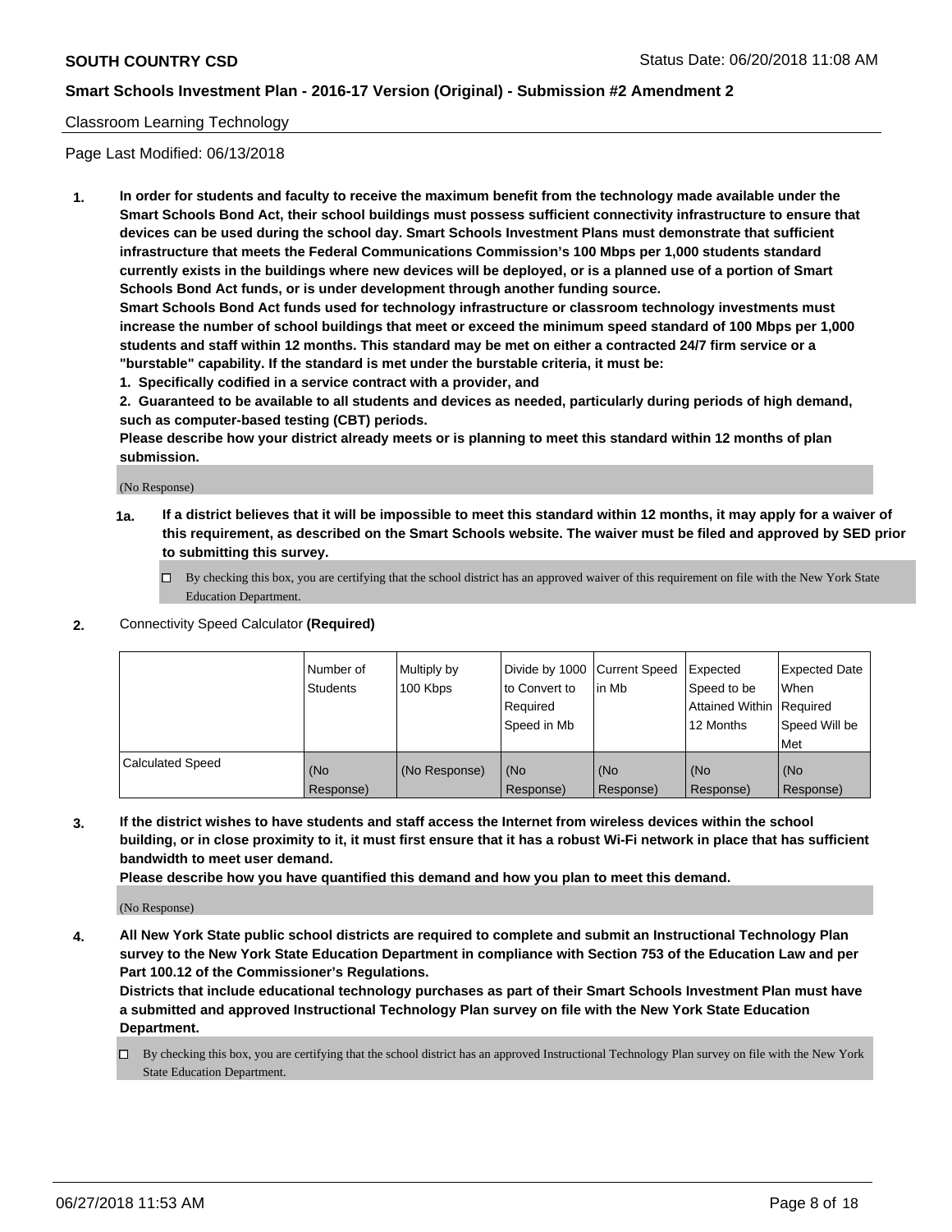Classroom Learning Technology

Page Last Modified: 06/13/2018

**1. In order for students and faculty to receive the maximum benefit from the technology made available under the Smart Schools Bond Act, their school buildings must possess sufficient connectivity infrastructure to ensure that devices can be used during the school day. Smart Schools Investment Plans must demonstrate that sufficient infrastructure that meets the Federal Communications Commission's 100 Mbps per 1,000 students standard currently exists in the buildings where new devices will be deployed, or is a planned use of a portion of Smart Schools Bond Act funds, or is under development through another funding source.**

**Smart Schools Bond Act funds used for technology infrastructure or classroom technology investments must increase the number of school buildings that meet or exceed the minimum speed standard of 100 Mbps per 1,000 students and staff within 12 months. This standard may be met on either a contracted 24/7 firm service or a "burstable" capability. If the standard is met under the burstable criteria, it must be:**

**1. Specifically codified in a service contract with a provider, and**

**2. Guaranteed to be available to all students and devices as needed, particularly during periods of high demand, such as computer-based testing (CBT) periods.**

**Please describe how your district already meets or is planning to meet this standard within 12 months of plan submission.**

(No Response)

**1a. If a district believes that it will be impossible to meet this standard within 12 months, it may apply for a waiver of this requirement, as described on the Smart Schools website. The waiver must be filed and approved by SED prior to submitting this survey.**

☐ By checking this box, you are certifying that the school district has an approved waiver of this requirement on file with the New York State Education Department.

**2.** Connectivity Speed Calculator **(Required)**

| | Number of Students | Multiply by 100 Kbps | Divide by 1000 to Convert to Required Speed in Mb | Current Speed in Mb | Expected Speed to be Attained Within 12 Months | Expected Date When Required Speed Will be Met |
|---|---|---|---|---|---|---|
| Calculated Speed | (No Response) | (No Response) | (No Response) | (No Response) | (No Response) | (No Response) |

**3. If the district wishes to have students and staff access the Internet from wireless devices within the school building, or in close proximity to it, it must first ensure that it has a robust Wi-Fi network in place that has sufficient bandwidth to meet user demand.**

**Please describe how you have quantified this demand and how you plan to meet this demand.**

(No Response)

**4. All New York State public school districts are required to complete and submit an Instructional Technology Plan survey to the New York State Education Department in compliance with Section 753 of the Education Law and per Part 100.12 of the Commissioner's Regulations.**

**Districts that include educational technology purchases as part of their Smart Schools Investment Plan must have a submitted and approved Instructional Technology Plan survey on file with the New York State Education Department.**

☐ By checking this box, you are certifying that the school district has an approved Instructional Technology Plan survey on file with the New York State Education Department.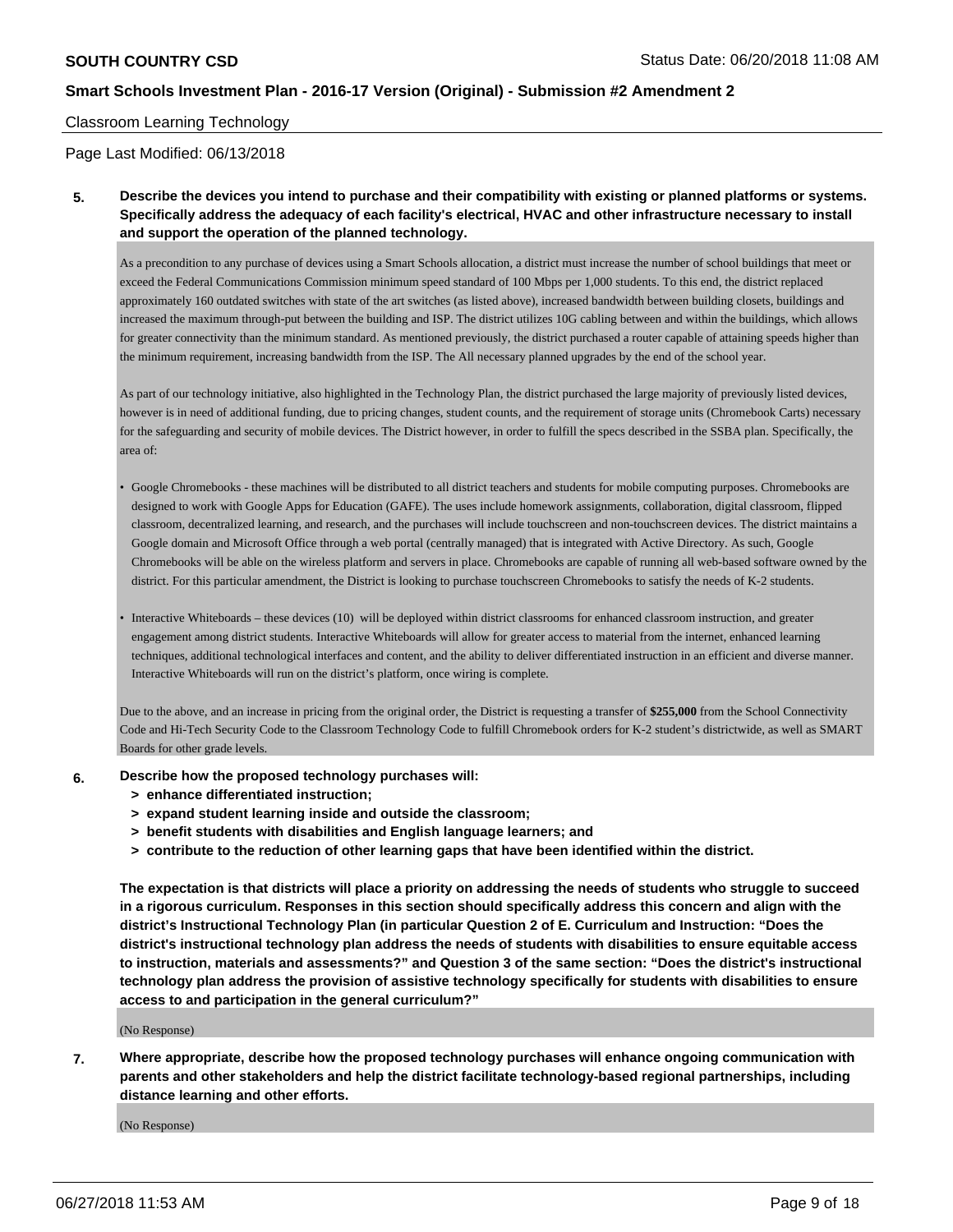Classroom Learning Technology

Page Last Modified: 06/13/2018

**5. Describe the devices you intend to purchase and their compatibility with existing or planned platforms or systems. Specifically address the adequacy of each facility's electrical, HVAC and other infrastructure necessary to install and support the operation of the planned technology.**

As a precondition to any purchase of devices using a Smart Schools allocation, a district must increase the number of school buildings that meet or exceed the Federal Communications Commission minimum speed standard of 100 Mbps per 1,000 students. To this end, the district replaced approximately 160 outdated switches with state of the art switches (as listed above), increased bandwidth between building closets, buildings and increased the maximum through-put between the building and ISP. The district utilizes 10G cabling between and within the buildings, which allows for greater connectivity than the minimum standard. As mentioned previously, the district purchased a router capable of attaining speeds higher than the minimum requirement, increasing bandwidth from the ISP. The All necessary planned upgrades by the end of the school year.

As part of our technology initiative, also highlighted in the Technology Plan, the district purchased the large majority of previously listed devices, however is in need of additional funding, due to pricing changes, student counts, and the requirement of storage units (Chromebook Carts) necessary for the safeguarding and security of mobile devices. The District however, in order to fulfill the specs described in the SSBA plan. Specifically, the area of:

- Google Chromebooks - these machines will be distributed to all district teachers and students for mobile computing purposes. Chromebooks are designed to work with Google Apps for Education (GAFE). The uses include homework assignments, collaboration, digital classroom, flipped classroom, decentralized learning, and research, and the purchases will include touchscreen and non-touchscreen devices. The district maintains a Google domain and Microsoft Office through a web portal (centrally managed) that is integrated with Active Directory. As such, Google Chromebooks will be able on the wireless platform and servers in place. Chromebooks are capable of running all web-based software owned by the district. For this particular amendment, the District is looking to purchase touchscreen Chromebooks to satisfy the needs of K-2 students.
- Interactive Whiteboards – these devices (10) will be deployed within district classrooms for enhanced classroom instruction, and greater engagement among district students. Interactive Whiteboards will allow for greater access to material from the internet, enhanced learning techniques, additional technological interfaces and content, and the ability to deliver differentiated instruction in an efficient and diverse manner. Interactive Whiteboards will run on the district's platform, once wiring is complete.

Due to the above, and an increase in pricing from the original order, the District is requesting a transfer of **$255,000** from the School Connectivity Code and Hi-Tech Security Code to the Classroom Technology Code to fulfill Chromebook orders for K-2 student's districtwide, as well as SMART Boards for other grade levels.

**6. Describe how the proposed technology purchases will:**
**> enhance differentiated instruction;**
**> expand student learning inside and outside the classroom;**
**> benefit students with disabilities and English language learners; and**
**> contribute to the reduction of other learning gaps that have been identified within the district.**

**The expectation is that districts will place a priority on addressing the needs of students who struggle to succeed in a rigorous curriculum. Responses in this section should specifically address this concern and align with the district's Instructional Technology Plan (in particular Question 2 of E. Curriculum and Instruction: "Does the district's instructional technology plan address the needs of students with disabilities to ensure equitable access to instruction, materials and assessments?" and Question 3 of the same section: "Does the district's instructional technology plan address the provision of assistive technology specifically for students with disabilities to ensure access to and participation in the general curriculum?"**

(No Response)

**7. Where appropriate, describe how the proposed technology purchases will enhance ongoing communication with parents and other stakeholders and help the district facilitate technology-based regional partnerships, including distance learning and other efforts.**

(No Response)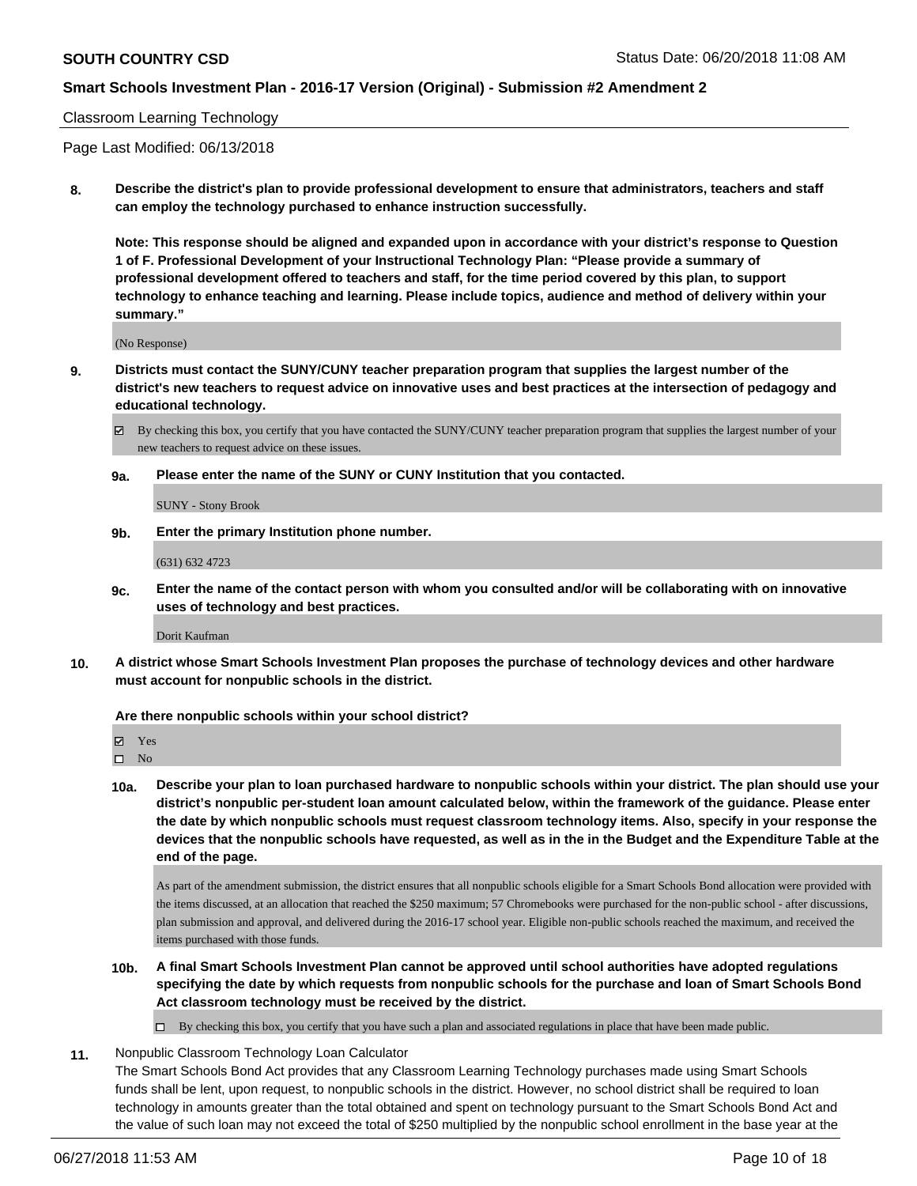Classroom Learning Technology

Page Last Modified: 06/13/2018

**8. Describe the district's plan to provide professional development to ensure that administrators, teachers and staff can employ the technology purchased to enhance instruction successfully.**

**Note: This response should be aligned and expanded upon in accordance with your district's response to Question 1 of F. Professional Development of your Instructional Technology Plan: "Please provide a summary of professional development offered to teachers and staff, for the time period covered by this plan, to support technology to enhance teaching and learning. Please include topics, audience and method of delivery within your summary."**

(No Response)

**9. Districts must contact the SUNY/CUNY teacher preparation program that supplies the largest number of the district's new teachers to request advice on innovative uses and best practices at the intersection of pedagogy and educational technology.**

☑ By checking this box, you certify that you have contacted the SUNY/CUNY teacher preparation program that supplies the largest number of your new teachers to request advice on these issues.

**9a. Please enter the name of the SUNY or CUNY Institution that you contacted.**

SUNY - Stony Brook

**9b. Enter the primary Institution phone number.**

(631) 632 4723

**9c. Enter the name of the contact person with whom you consulted and/or will be collaborating with on innovative uses of technology and best practices.**

Dorit Kaufman

**10. A district whose Smart Schools Investment Plan proposes the purchase of technology devices and other hardware must account for nonpublic schools in the district.**

**Are there nonpublic schools within your school district?**

☑ Yes
☐ No

**10a. Describe your plan to loan purchased hardware to nonpublic schools within your district. The plan should use your district's nonpublic per-student loan amount calculated below, within the framework of the guidance. Please enter the date by which nonpublic schools must request classroom technology items. Also, specify in your response the devices that the nonpublic schools have requested, as well as in the in the Budget and the Expenditure Table at the end of the page.**

As part of the amendment submission, the district ensures that all nonpublic schools eligible for a Smart Schools Bond allocation were provided with the items discussed, at an allocation that reached the $250 maximum; 57 Chromebooks were purchased for the non-public school - after discussions, plan submission and approval, and delivered during the 2016-17 school year. Eligible non-public schools reached the maximum, and received the items purchased with those funds.

**10b. A final Smart Schools Investment Plan cannot be approved until school authorities have adopted regulations specifying the date by which requests from nonpublic schools for the purchase and loan of Smart Schools Bond Act classroom technology must be received by the district.**

☐ By checking this box, you certify that you have such a plan and associated regulations in place that have been made public.

**11.** Nonpublic Classroom Technology Loan Calculator

The Smart Schools Bond Act provides that any Classroom Learning Technology purchases made using Smart Schools funds shall be lent, upon request, to nonpublic schools in the district. However, no school district shall be required to loan technology in amounts greater than the total obtained and spent on technology pursuant to the Smart Schools Bond Act and the value of such loan may not exceed the total of $250 multiplied by the nonpublic school enrollment in the base year at the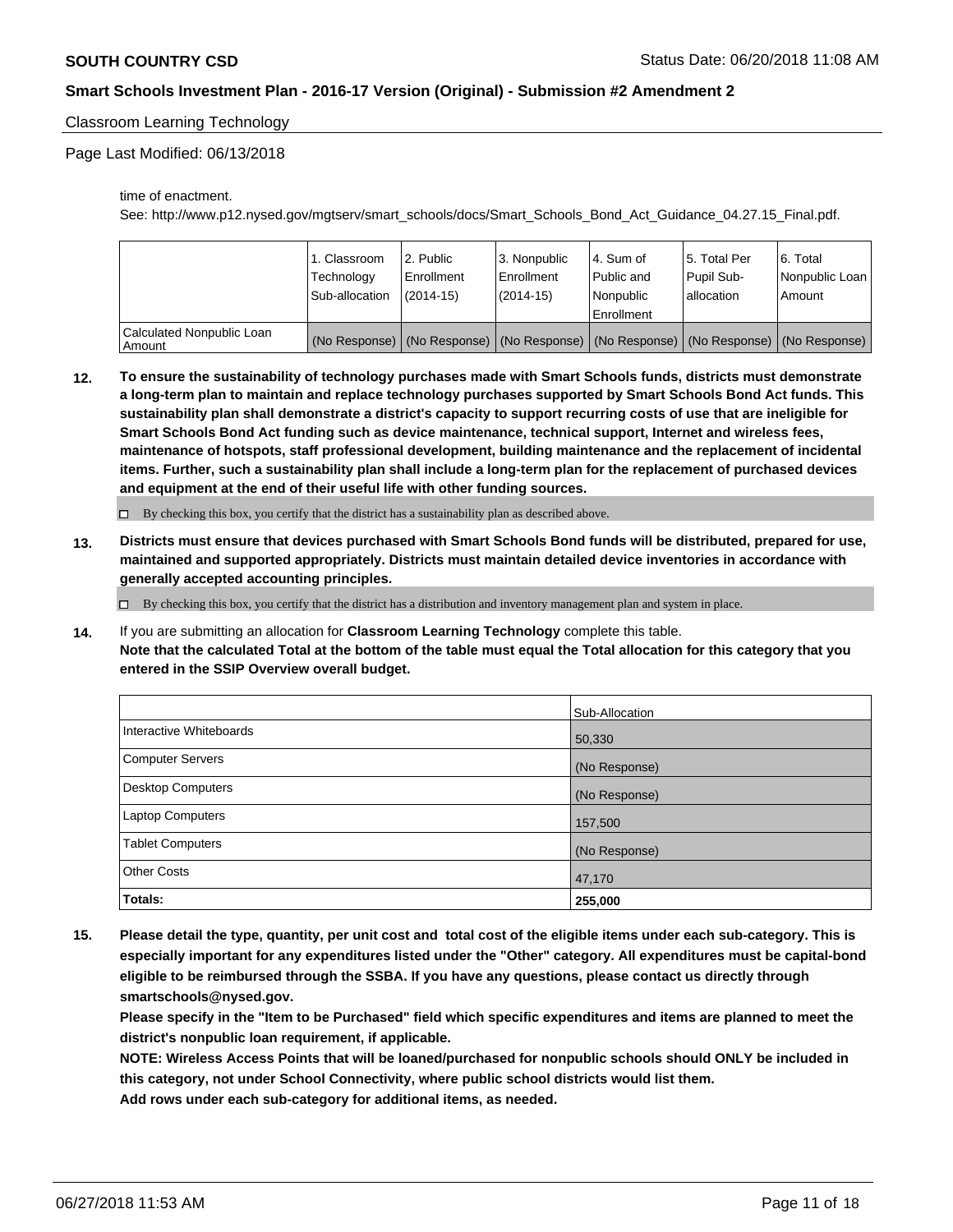Classroom Learning Technology

Page Last Modified: 06/13/2018

time of enactment.

See: http://www.p12.nysed.gov/mgtserv/smart_schools/docs/Smart_Schools_Bond_Act_Guidance_04.27.15_Final.pdf.

| | 1. Classroom Technology Sub-allocation | 2. Public Enrollment (2014-15) | 3. Nonpublic Enrollment (2014-15) | 4. Sum of Public and Nonpublic Enrollment | 5. Total Per Pupil Sub-allocation | 6. Total Nonpublic Loan Amount |
|---|---|---|---|---|---|---|
| Calculated Nonpublic Loan Amount | (No Response) | (No Response) | (No Response) | (No Response) | (No Response) | (No Response) |

**12. To ensure the sustainability of technology purchases made with Smart Schools funds, districts must demonstrate a long-term plan to maintain and replace technology purchases supported by Smart Schools Bond Act funds. This sustainability plan shall demonstrate a district's capacity to support recurring costs of use that are ineligible for Smart Schools Bond Act funding such as device maintenance, technical support, Internet and wireless fees, maintenance of hotspots, staff professional development, building maintenance and the replacement of incidental items. Further, such a sustainability plan shall include a long-term plan for the replacement of purchased devices and equipment at the end of their useful life with other funding sources.**

☐ By checking this box, you certify that the district has a sustainability plan as described above.

**13. Districts must ensure that devices purchased with Smart Schools Bond funds will be distributed, prepared for use, maintained and supported appropriately. Districts must maintain detailed device inventories in accordance with generally accepted accounting principles.**

☐ By checking this box, you certify that the district has a distribution and inventory management plan and system in place.

**14.** If you are submitting an allocation for **Classroom Learning Technology** complete this table.
**Note that the calculated Total at the bottom of the table must equal the Total allocation for this category that you entered in the SSIP Overview overall budget.**

| | Sub-Allocation |
|---|---|
| Interactive Whiteboards | 50,330 |
| Computer Servers | (No Response) |
| Desktop Computers | (No Response) |
| Laptop Computers | 157,500 |
| Tablet Computers | (No Response) |
| Other Costs | 47,170 |
| **Totals:** | **255,000** |

**15. Please detail the type, quantity, per unit cost and total cost of the eligible items under each sub-category. This is especially important for any expenditures listed under the "Other" category. All expenditures must be capital-bond eligible to be reimbursed through the SSBA. If you have any questions, please contact us directly through smartschools@nysed.gov.**
**Please specify in the "Item to be Purchased" field which specific expenditures and items are planned to meet the district's nonpublic loan requirement, if applicable.**
**NOTE: Wireless Access Points that will be loaned/purchased for nonpublic schools should ONLY be included in this category, not under School Connectivity, where public school districts would list them.**
**Add rows under each sub-category for additional items, as needed.**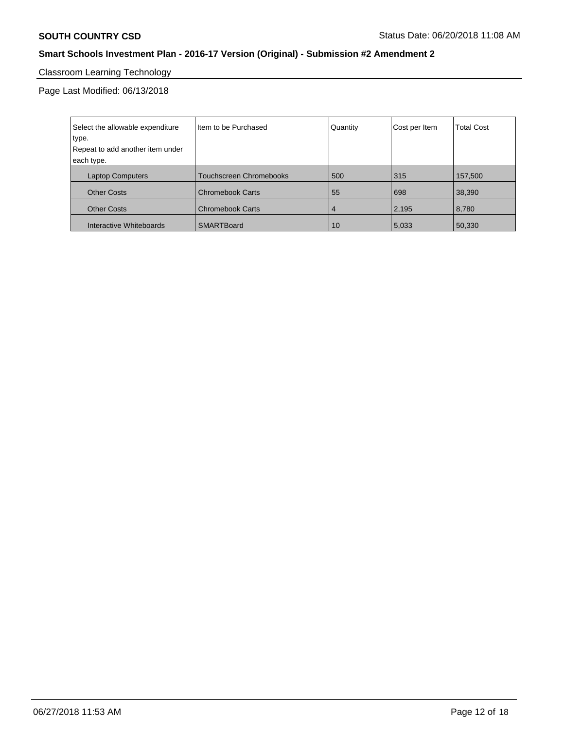**SOUTH COUNTRY CSD** Status Date: 06/20/2018 11:08 AM

**Smart Schools Investment Plan - 2016-17 Version (Original) - Submission #2 Amendment 2**

## Classroom Learning Technology

Page Last Modified: 06/13/2018

| Select the allowable expenditure type. Repeat to add another item under each type. | Item to be Purchased | Quantity | Cost per Item | Total Cost |
|---|---|---|---|---|
| Laptop Computers | Touchscreen Chromebooks | 500 | 315 | 157,500 |
| Other Costs | Chromebook Carts | 55 | 698 | 38,390 |
| Other Costs | Chromebook Carts | 4 | 2,195 | 8,780 |
| Interactive Whiteboards | SMARTBoard | 10 | 5,033 | 50,330 |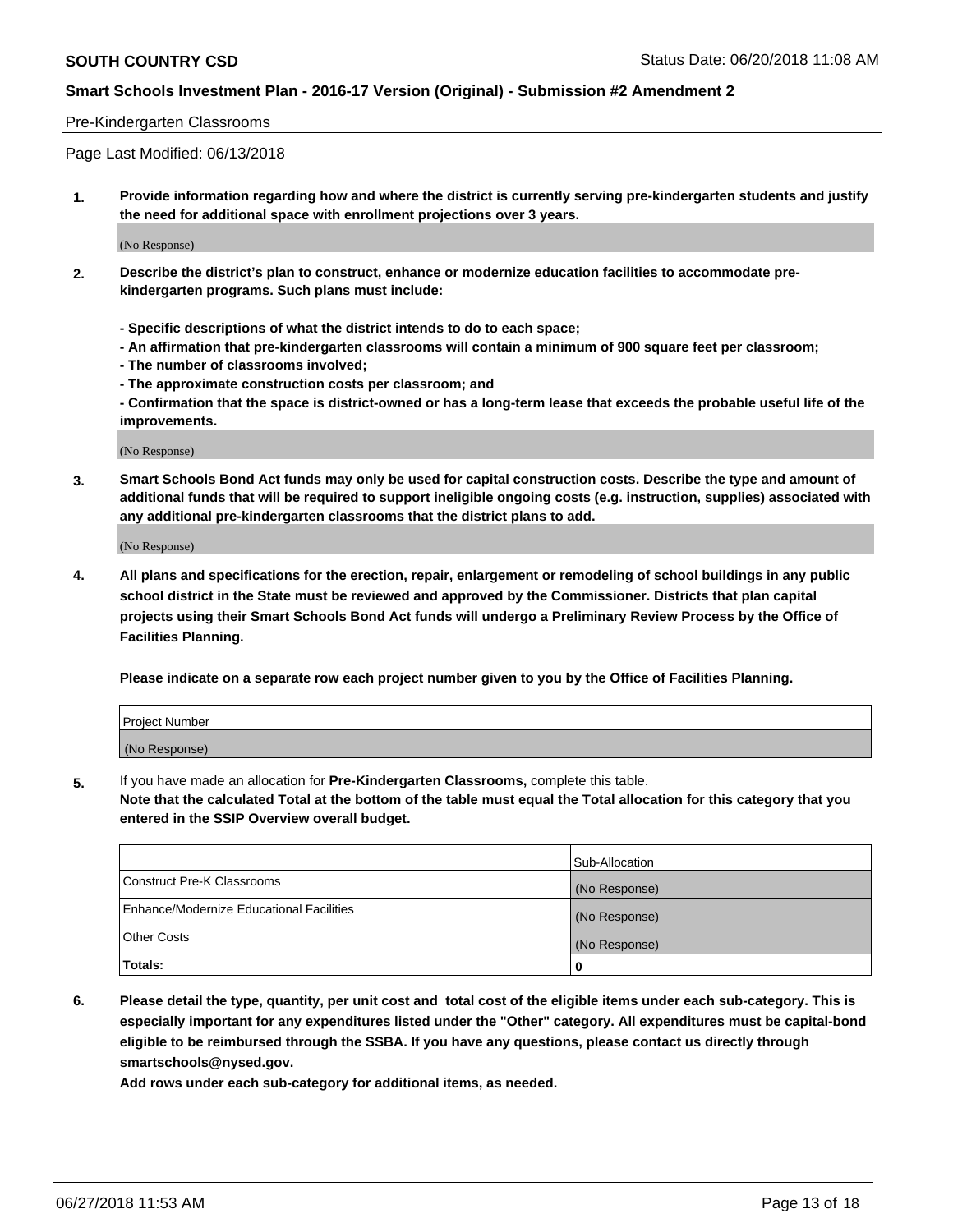Pre-Kindergarten Classrooms

Page Last Modified: 06/13/2018

**1. Provide information regarding how and where the district is currently serving pre-kindergarten students and justify the need for additional space with enrollment projections over 3 years.**

(No Response)

**2. Describe the district's plan to construct, enhance or modernize education facilities to accommodate pre-kindergarten programs. Such plans must include:**

**- Specific descriptions of what the district intends to do to each space;**
**- An affirmation that pre-kindergarten classrooms will contain a minimum of 900 square feet per classroom;**
**- The number of classrooms involved;**
**- The approximate construction costs per classroom; and**
**- Confirmation that the space is district-owned or has a long-term lease that exceeds the probable useful life of the improvements.**

(No Response)

**3. Smart Schools Bond Act funds may only be used for capital construction costs. Describe the type and amount of additional funds that will be required to support ineligible ongoing costs (e.g. instruction, supplies) associated with any additional pre-kindergarten classrooms that the district plans to add.**

(No Response)

**4. All plans and specifications for the erection, repair, enlargement or remodeling of school buildings in any public school district in the State must be reviewed and approved by the Commissioner. Districts that plan capital projects using their Smart Schools Bond Act funds will undergo a Preliminary Review Process by the Office of Facilities Planning.**

**Please indicate on a separate row each project number given to you by the Office of Facilities Planning.**

| Project Number |
| --- |
| (No Response) |

**5.** If you have made an allocation for **Pre-Kindergarten Classrooms,** complete this table.
**Note that the calculated Total at the bottom of the table must equal the Total allocation for this category that you entered in the SSIP Overview overall budget.**

| | Sub-Allocation |
| --- | --- |
| Construct Pre-K Classrooms | (No Response) |
| Enhance/Modernize Educational Facilities | (No Response) |
| Other Costs | (No Response) |
| **Totals:** | **0** |

**6. Please detail the type, quantity, per unit cost and total cost of the eligible items under each sub-category. This is especially important for any expenditures listed under the "Other" category. All expenditures must be capital-bond eligible to be reimbursed through the SSBA. If you have any questions, please contact us directly through smartschools@nysed.gov.**

**Add rows under each sub-category for additional items, as needed.**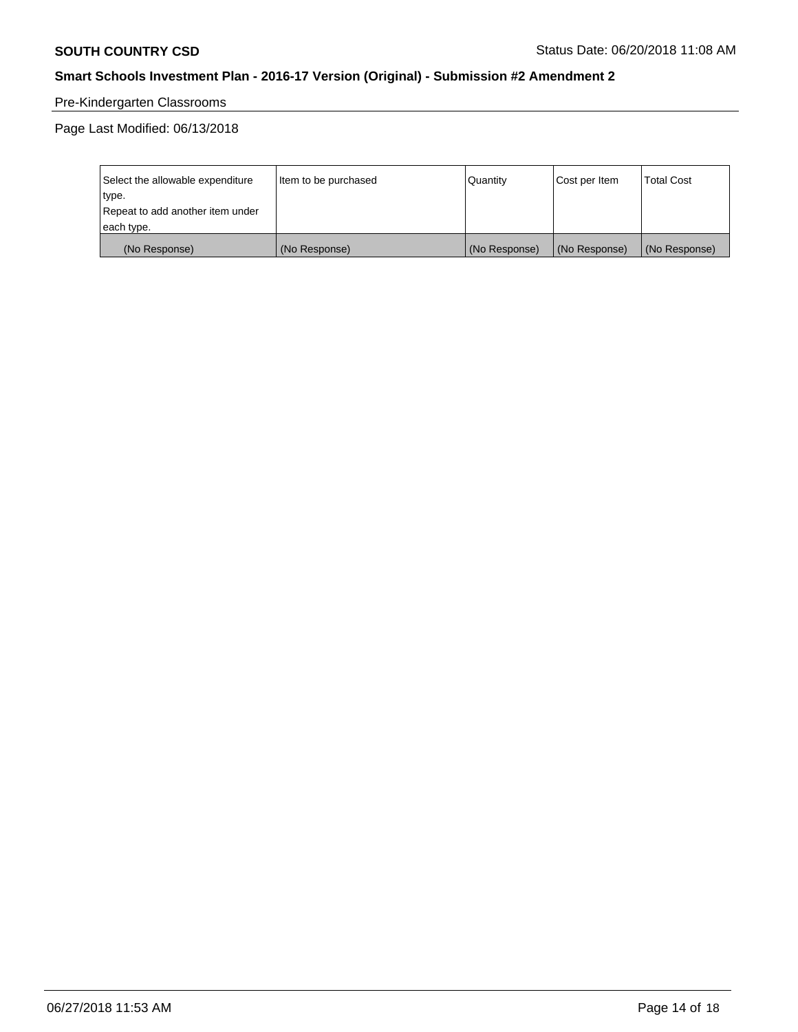Pre-Kindergarten Classrooms

Page Last Modified: 06/13/2018

| Select the allowable expenditure type.<br>Repeat to add another item under each type. | Item to be purchased | Quantity | Cost per Item | Total Cost |
|---|---|---|---|---|
| (No Response) | (No Response) | (No Response) | (No Response) | (No Response) |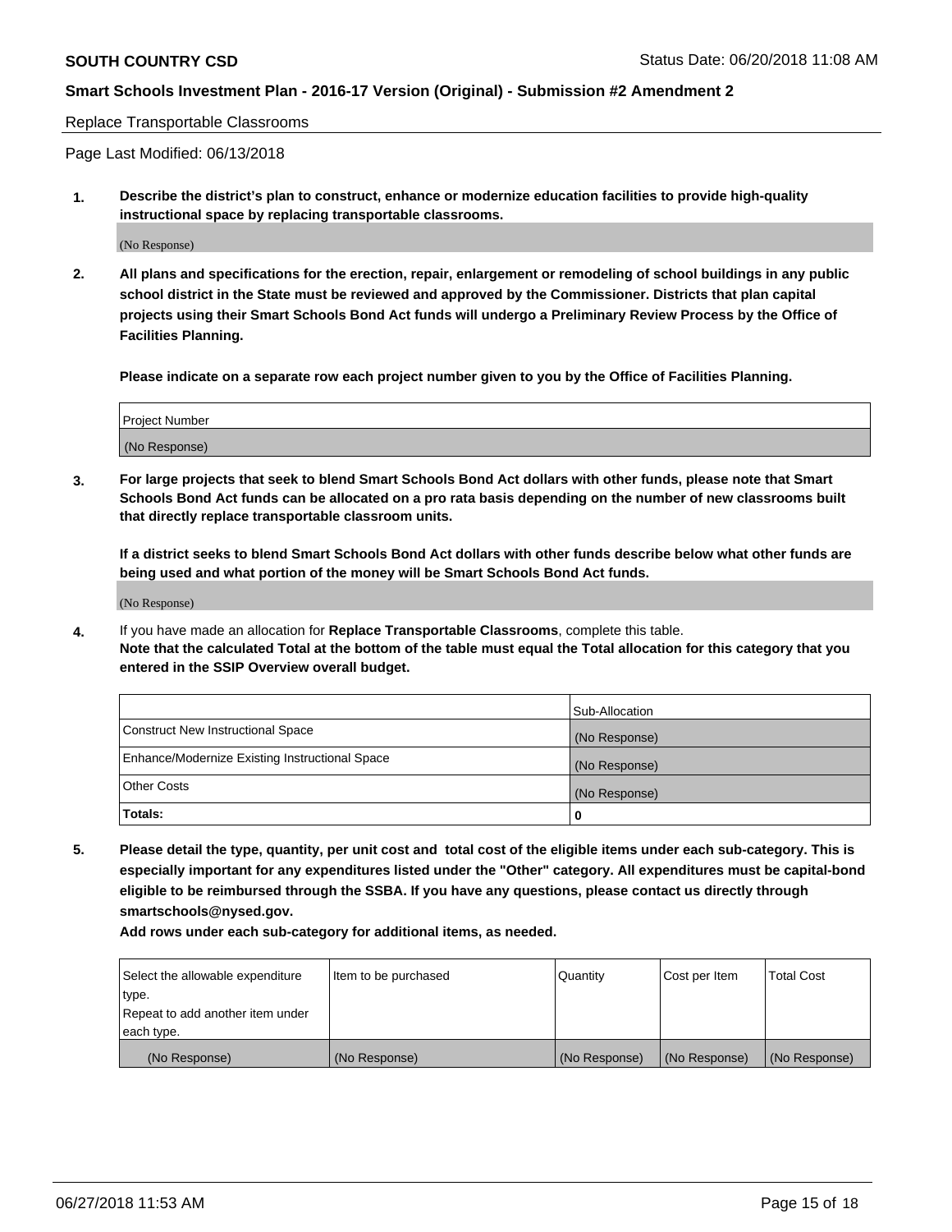Replace Transportable Classrooms

Page Last Modified: 06/13/2018

**1. Describe the district's plan to construct, enhance or modernize education facilities to provide high-quality instructional space by replacing transportable classrooms.**

(No Response)

**2. All plans and specifications for the erection, repair, enlargement or remodeling of school buildings in any public school district in the State must be reviewed and approved by the Commissioner. Districts that plan capital projects using their Smart Schools Bond Act funds will undergo a Preliminary Review Process by the Office of Facilities Planning.**

**Please indicate on a separate row each project number given to you by the Office of Facilities Planning.**

| Project Number |
|---|
| (No Response) |

**3. For large projects that seek to blend Smart Schools Bond Act dollars with other funds, please note that Smart Schools Bond Act funds can be allocated on a pro rata basis depending on the number of new classrooms built that directly replace transportable classroom units.**

**If a district seeks to blend Smart Schools Bond Act dollars with other funds describe below what other funds are being used and what portion of the money will be Smart Schools Bond Act funds.**

(No Response)

4. If you have made an allocation for **Replace Transportable Classrooms**, complete this table.
**Note that the calculated Total at the bottom of the table must equal the Total allocation for this category that you entered in the SSIP Overview overall budget.**

| | Sub-Allocation |
|---|---|
| Construct New Instructional Space | (No Response) |
| Enhance/Modernize Existing Instructional Space | (No Response) |
| Other Costs | (No Response) |
| **Totals:** | **0** |

**5. Please detail the type, quantity, per unit cost and total cost of the eligible items under each sub-category. This is especially important for any expenditures listed under the "Other" category. All expenditures must be capital-bond eligible to be reimbursed through the SSBA. If you have any questions, please contact us directly through smartschools@nysed.gov.**

**Add rows under each sub-category for additional items, as needed.**

| Select the allowable expenditure type. Repeat to add another item under each type. | Item to be purchased | Quantity | Cost per Item | Total Cost |
|---|---|---|---|---|
| (No Response) | (No Response) | (No Response) | (No Response) | (No Response) |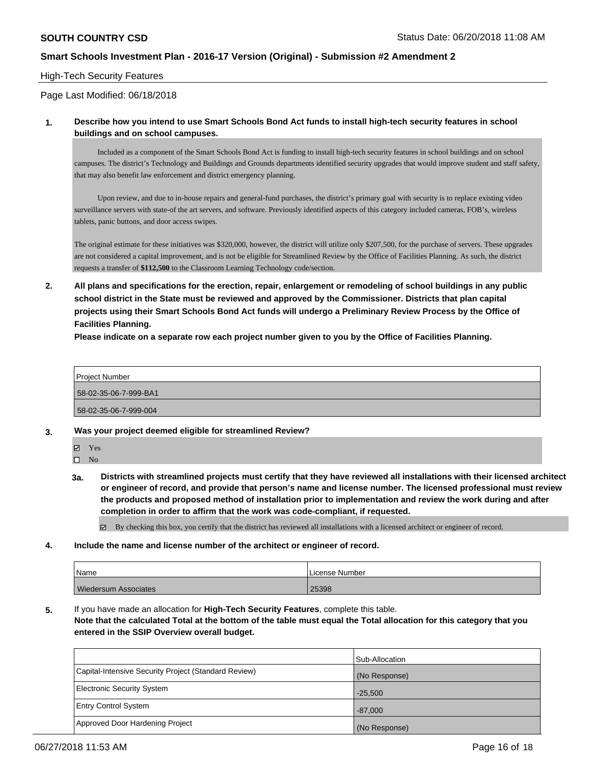High-Tech Security Features

Page Last Modified: 06/18/2018

**1. Describe how you intend to use Smart Schools Bond Act funds to install high-tech security features in school buildings and on school campuses.**

Included as a component of the Smart Schools Bond Act is funding to install high-tech security features in school buildings and on school campuses. The district's Technology and Buildings and Grounds departments identified security upgrades that would improve student and staff safety, that may also benefit law enforcement and district emergency planning.

Upon review, and due to in-house repairs and general-fund purchases, the district's primary goal with security is to replace existing video surveillance servers with state-of the art servers, and software. Previously identified aspects of this category included cameras, FOB's, wireless tablets, panic buttons, and door access swipes.

The original estimate for these initiatives was $320,000, however, the district will utilize only $207,500, for the purchase of servers. These upgrades are not considered a capital improvement, and is not be eligible for Streamlined Review by the Office of Facilities Planning. As such, the district requests a transfer of **$112,500** to the Classroom Learning Technology code/section.

**2. All plans and specifications for the erection, repair, enlargement or remodeling of school buildings in any public school district in the State must be reviewed and approved by the Commissioner. Districts that plan capital projects using their Smart Schools Bond Act funds will undergo a Preliminary Review Process by the Office of Facilities Planning.**

**Please indicate on a separate row each project number given to you by the Office of Facilities Planning.**

| Project Number |
|---|
| 58-02-35-06-7-999-BA1 |
| 58-02-35-06-7-999-004 |

**3. Was your project deemed eligible for streamlined Review?**

- ☑ Yes
- ☐ No

**3a. Districts with streamlined projects must certify that they have reviewed all installations with their licensed architect or engineer of record, and provide that person's name and license number. The licensed professional must review the products and proposed method of installation prior to implementation and review the work during and after completion in order to affirm that the work was code-compliant, if requested.**

- ☑ By checking this box, you certify that the district has reviewed all installations with a licensed architect or engineer of record.

**4. Include the name and license number of the architect or engineer of record.**

| Name | License Number |
|---|---|
| Wiedersum Associates | 25398 |

**5.** If you have made an allocation for **High-Tech Security Features**, complete this table.
**Note that the calculated Total at the bottom of the table must equal the Total allocation for this category that you entered in the SSIP Overview overall budget.**

| | Sub-Allocation |
|---|---|
| Capital-Intensive Security Project (Standard Review) | (No Response) |
| Electronic Security System | -25,500 |
| Entry Control System | -87,000 |
| Approved Door Hardening Project | (No Response) |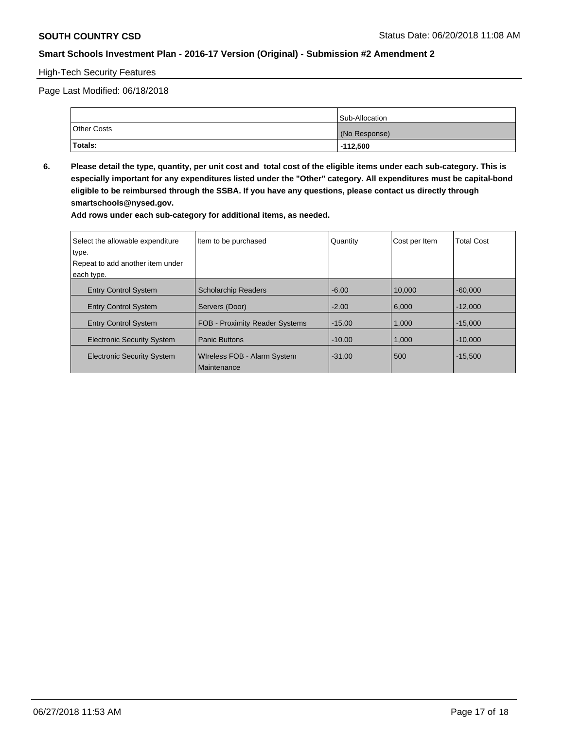High-Tech Security Features

Page Last Modified: 06/18/2018

| | Sub-Allocation |
|---|---|
| Other Costs | (No Response) |
| **Totals:** | **-112,500** |

**6. Please detail the type, quantity, per unit cost and total cost of the eligible items under each sub-category. This is especially important for any expenditures listed under the "Other" category. All expenditures must be capital-bond eligible to be reimbursed through the SSBA. If you have any questions, please contact us directly through smartschools@nysed.gov.**

**Add rows under each sub-category for additional items, as needed.**

| Select the allowable expenditure type. Repeat to add another item under each type. | Item to be purchased | Quantity | Cost per Item | Total Cost |
|---|---|---|---|---|
| Entry Control System | Scholarchip Readers | -6.00 | 10,000 | -60,000 |
| Entry Control System | Servers (Door) | -2.00 | 6,000 | -12,000 |
| Entry Control System | FOB - Proximity Reader Systems | -15.00 | 1,000 | -15,000 |
| Electronic Security System | Panic Buttons | -10.00 | 1,000 | -10,000 |
| Electronic Security System | WIreless FOB - Alarm System Maintenance | -31.00 | 500 | -15,500 |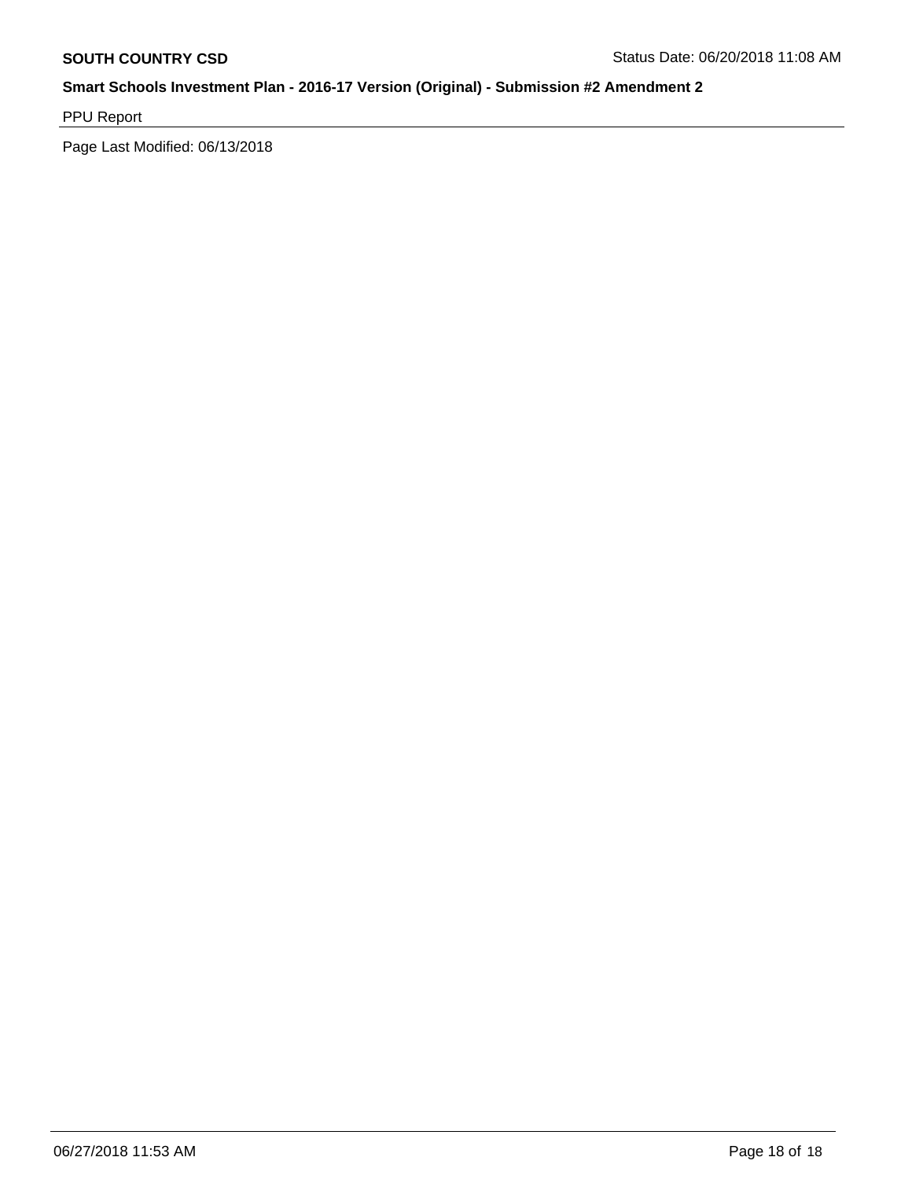PPU Report

Page Last Modified: 06/13/2018